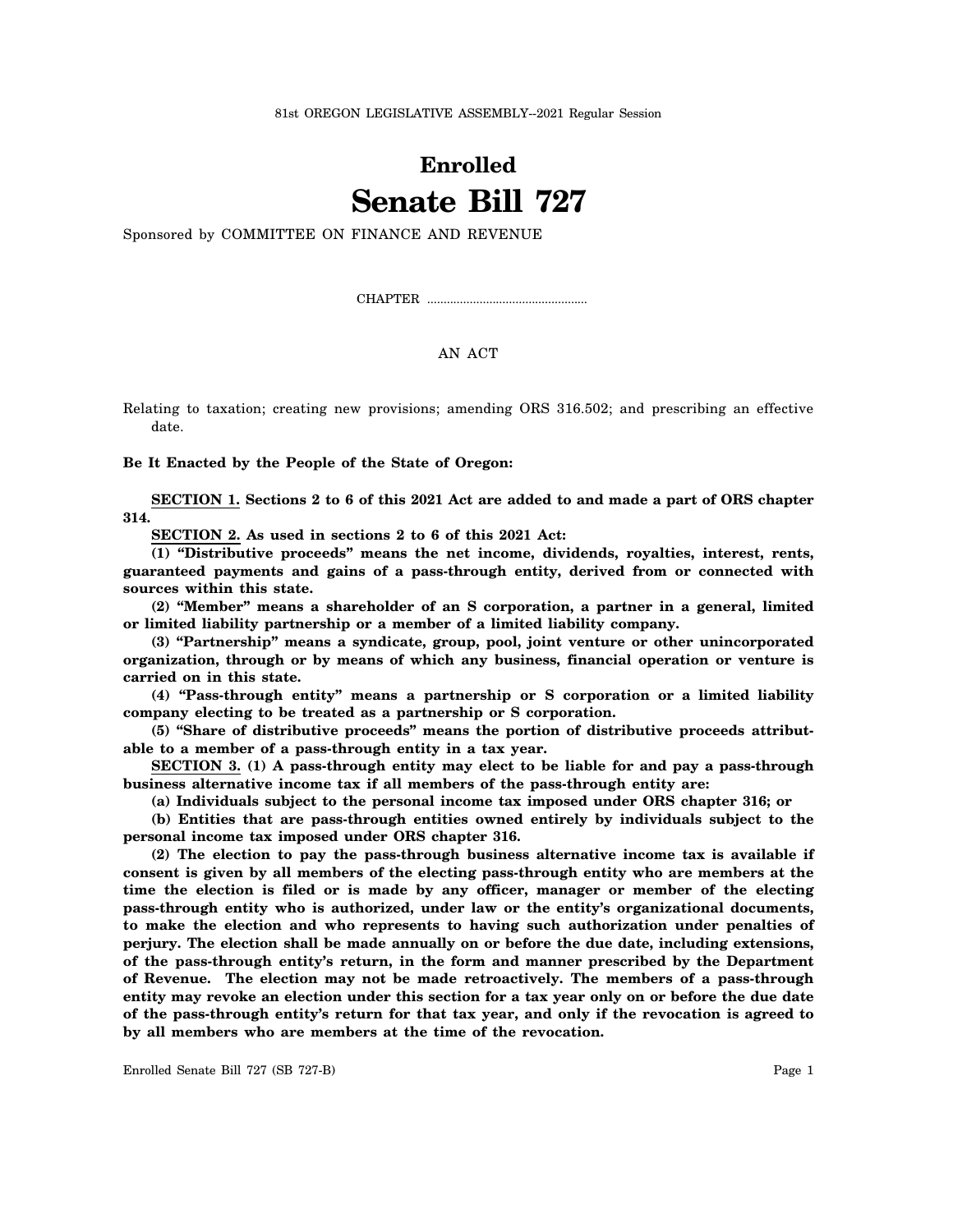81st OREGON LEGISLATIVE ASSEMBLY--2021 Regular Session

# Enrolled

# Senate Bill 727

Sponsored by COMMITTEE ON FINANCE AND REVENUE

CHAPTER ................................................

AN ACT

Relating to taxation; creating new provisions; amending ORS 316.502; and prescribing an effective date.

**Be It Enacted by the People of the State of Oregon:**

**SECTION 1. Sections 2 to 6 of this 2021 Act are added to and made a part of ORS chapter 314.**

**SECTION 2. As used in sections 2 to 6 of this 2021 Act:**

**(1) "Distributive proceeds" means the net income, dividends, royalties, interest, rents, guaranteed payments and gains of a pass-through entity, derived from or connected with sources within this state.**

**(2) "Member" means a shareholder of an S corporation, a partner in a general, limited or limited liability partnership or a member of a limited liability company.**

**(3) "Partnership" means a syndicate, group, pool, joint venture or other unincorporated organization, through or by means of which any business, financial operation or venture is carried on in this state.**

**(4) "Pass-through entity" means a partnership or S corporation or a limited liability company electing to be treated as a partnership or S corporation.**

**(5) "Share of distributive proceeds" means the portion of distributive proceeds attributable to a member of a pass-through entity in a tax year.**

**SECTION 3. (1) A pass-through entity may elect to be liable for and pay a pass-through business alternative income tax if all members of the pass-through entity are:**

**(a) Individuals subject to the personal income tax imposed under ORS chapter 316; or**

**(b) Entities that are pass-through entities owned entirely by individuals subject to the personal income tax imposed under ORS chapter 316.**

**(2) The election to pay the pass-through business alternative income tax is available if consent is given by all members of the electing pass-through entity who are members at the time the election is filed or is made by any officer, manager or member of the electing pass-through entity who is authorized, under law or the entity's organizational documents, to make the election and who represents to having such authorization under penalties of perjury. The election shall be made annually on or before the due date, including extensions, of the pass-through entity's return, in the form and manner prescribed by the Department of Revenue. The election may not be made retroactively. The members of a pass-through entity may revoke an election under this section for a tax year only on or before the due date of the pass-through entity's return for that tax year, and only if the revocation is agreed to by all members who are members at the time of the revocation.**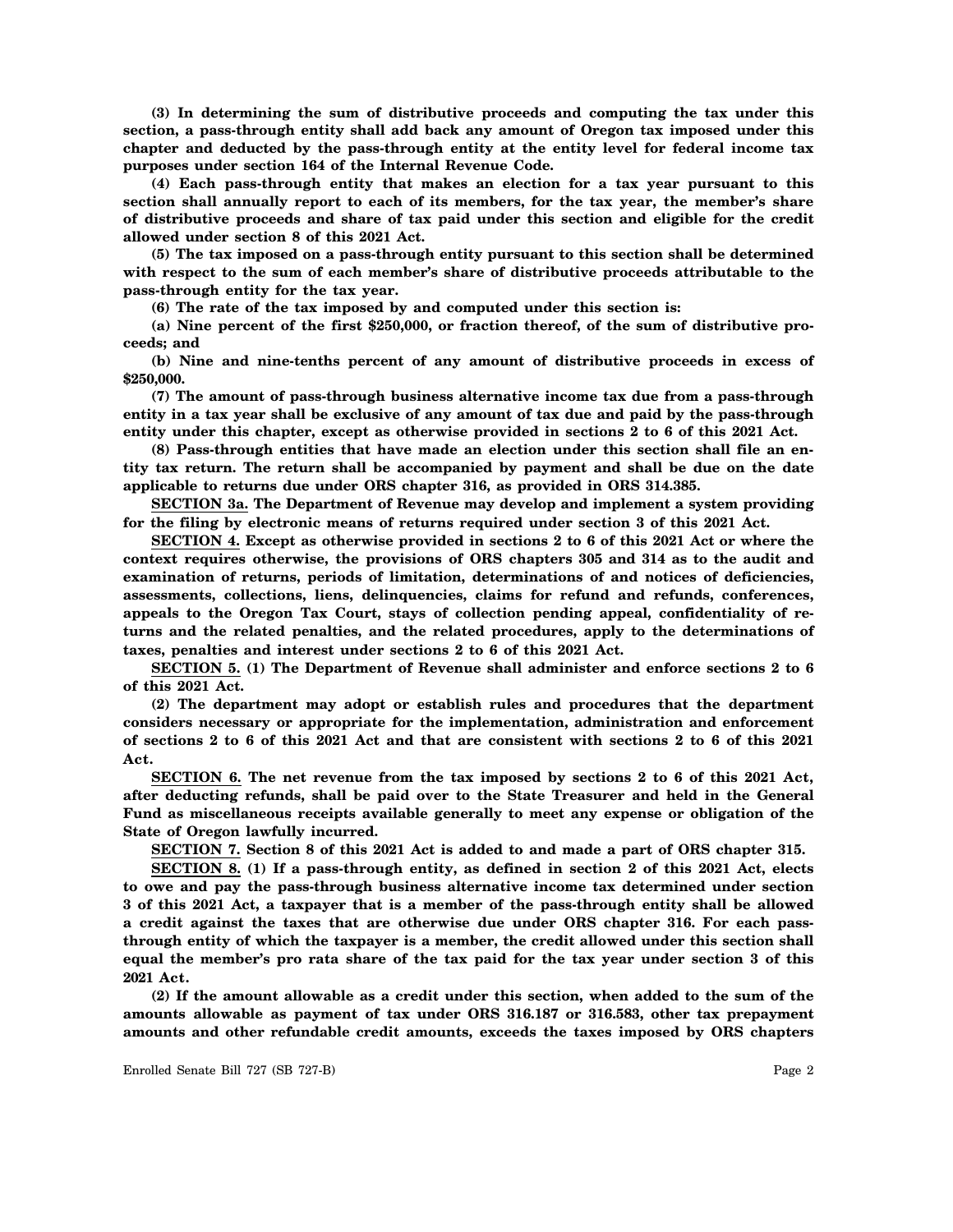**(3) In determining the sum of distributive proceeds and computing the tax under this section, a pass-through entity shall add back any amount of Oregon tax imposed under this chapter and deducted by the pass-through entity at the entity level for federal income tax purposes under section 164 of the Internal Revenue Code.**

**(4) Each pass-through entity that makes an election for a tax year pursuant to this section shall annually report to each of its members, for the tax year, the member's share of distributive proceeds and share of tax paid under this section and eligible for the credit allowed under section 8 of this 2021 Act.**

**(5) The tax imposed on a pass-through entity pursuant to this section shall be determined with respect to the sum of each member's share of distributive proceeds attributable to the pass-through entity for the tax year.**

**(6) The rate of the tax imposed by and computed under this section is:**

**(a) Nine percent of the first $250,000, or fraction thereof, of the sum of distributive proceeds; and**

**(b) Nine and nine-tenths percent of any amount of distributive proceeds in excess of $250,000.**

**(7) The amount of pass-through business alternative income tax due from a pass-through entity in a tax year shall be exclusive of any amount of tax due and paid by the pass-through entity under this chapter, except as otherwise provided in sections 2 to 6 of this 2021 Act.**

**(8) Pass-through entities that have made an election under this section shall file an entity tax return. The return shall be accompanied by payment and shall be due on the date applicable to returns due under ORS chapter 316, as provided in ORS 314.385.**

**SECTION 3a. The Department of Revenue may develop and implement a system providing for the filing by electronic means of returns required under section 3 of this 2021 Act.**

**SECTION 4. Except as otherwise provided in sections 2 to 6 of this 2021 Act or where the context requires otherwise, the provisions of ORS chapters 305 and 314 as to the audit and examination of returns, periods of limitation, determinations of and notices of deficiencies, assessments, collections, liens, delinquencies, claims for refund and refunds, conferences, appeals to the Oregon Tax Court, stays of collection pending appeal, confidentiality of returns and the related penalties, and the related procedures, apply to the determinations of taxes, penalties and interest under sections 2 to 6 of this 2021 Act.**

**SECTION 5. (1) The Department of Revenue shall administer and enforce sections 2 to 6 of this 2021 Act.**

**(2) The department may adopt or establish rules and procedures that the department considers necessary or appropriate for the implementation, administration and enforcement of sections 2 to 6 of this 2021 Act and that are consistent with sections 2 to 6 of this 2021 Act.**

**SECTION 6. The net revenue from the tax imposed by sections 2 to 6 of this 2021 Act, after deducting refunds, shall be paid over to the State Treasurer and held in the General Fund as miscellaneous receipts available generally to meet any expense or obligation of the State of Oregon lawfully incurred.**

**SECTION 7. Section 8 of this 2021 Act is added to and made a part of ORS chapter 315.**

**SECTION 8. (1) If a pass-through entity, as defined in section 2 of this 2021 Act, elects to owe and pay the pass-through business alternative income tax determined under section 3 of this 2021 Act, a taxpayer that is a member of the pass-through entity shall be allowed a credit against the taxes that are otherwise due under ORS chapter 316. For each pass-through entity of which the taxpayer is a member, the credit allowed under this section shall equal the member's pro rata share of the tax paid for the tax year under section 3 of this 2021 Act.**

**(2) If the amount allowable as a credit under this section, when added to the sum of the amounts allowable as payment of tax under ORS 316.187 or 316.583, other tax prepayment amounts and other refundable credit amounts, exceeds the taxes imposed by ORS chapters**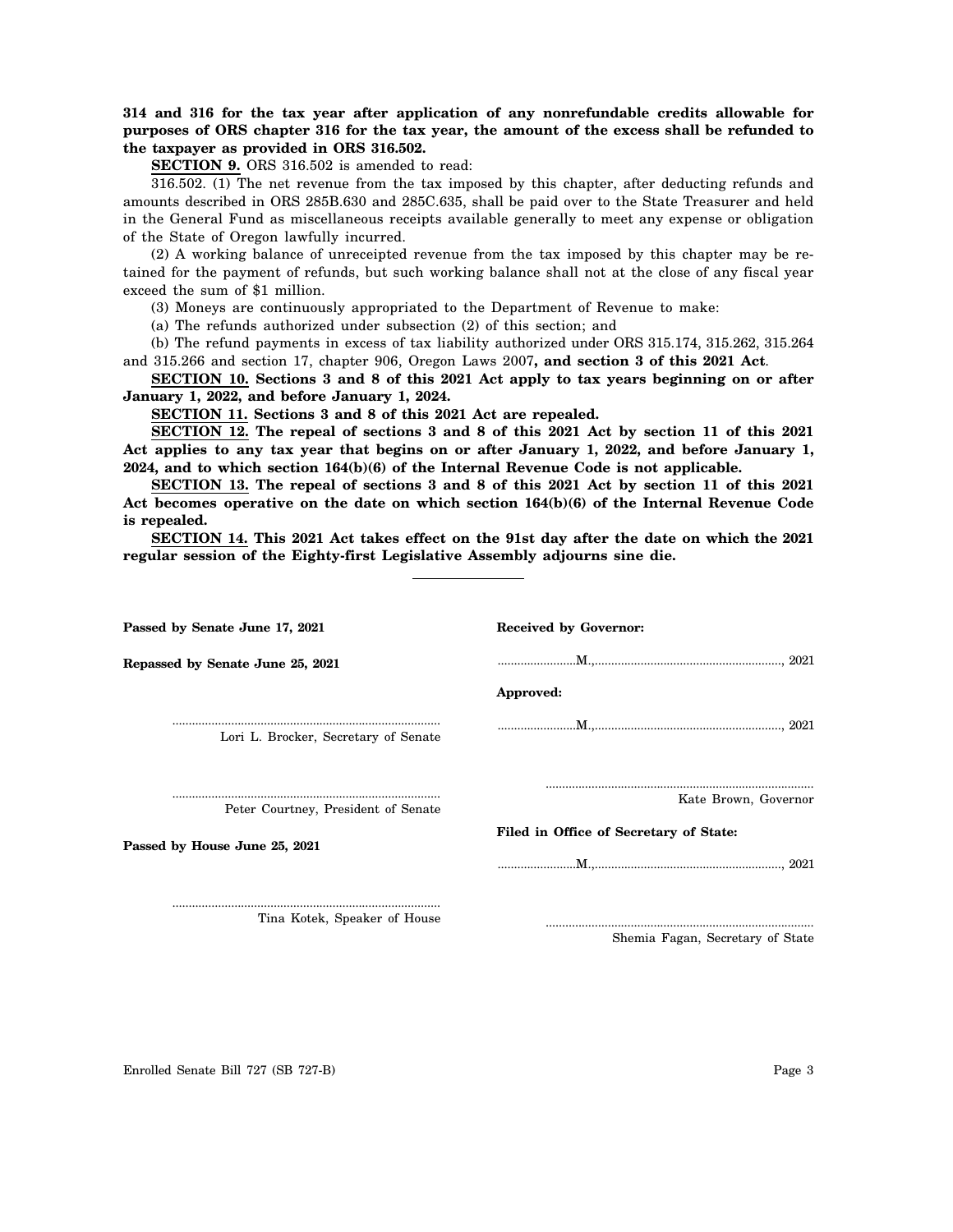**314 and 316 for the tax year after application of any nonrefundable credits allowable for purposes of ORS chapter 316 for the tax year, the amount of the excess shall be refunded to the taxpayer as provided in ORS 316.502.**

**SECTION 9.** ORS 316.502 is amended to read:

316.502. (1) The net revenue from the tax imposed by this chapter, after deducting refunds and amounts described in ORS 285B.630 and 285C.635, shall be paid over to the State Treasurer and held in the General Fund as miscellaneous receipts available generally to meet any expense or obligation of the State of Oregon lawfully incurred.

(2) A working balance of unreceipted revenue from the tax imposed by this chapter may be retained for the payment of refunds, but such working balance shall not at the close of any fiscal year exceed the sum of $1 million.

(3) Moneys are continuously appropriated to the Department of Revenue to make:

(a) The refunds authorized under subsection (2) of this section; and

(b) The refund payments in excess of tax liability authorized under ORS 315.174, 315.262, 315.264 and 315.266 and section 17, chapter 906, Oregon Laws 2007**, and section 3 of this 2021 Act**.

**SECTION 10. Sections 3 and 8 of this 2021 Act apply to tax years beginning on or after January 1, 2022, and before January 1, 2024.**

**SECTION 11. Sections 3 and 8 of this 2021 Act are repealed.**

**SECTION 12. The repeal of sections 3 and 8 of this 2021 Act by section 11 of this 2021 Act applies to any tax year that begins on or after January 1, 2022, and before January 1, 2024, and to which section 164(b)(6) of the Internal Revenue Code is not applicable.**

**SECTION 13. The repeal of sections 3 and 8 of this 2021 Act by section 11 of this 2021 Act becomes operative on the date on which section 164(b)(6) of the Internal Revenue Code is repealed.**

**SECTION 14. This 2021 Act takes effect on the 91st day after the date on which the 2021 regular session of the Eighty-first Legislative Assembly adjourns sine die.**

---

**Passed by Senate June 17, 2021**

**Repassed by Senate June 25, 2021**

..................................................................................
Lori L. Brocker, Secretary of Senate

..................................................................................
Peter Courtney, President of Senate

**Passed by House June 25, 2021**

..................................................................................
Tina Kotek, Speaker of House

**Received by Governor:**

........................M.,........................................................., 2021

**Approved:**

........................M.,........................................................., 2021

..................................................................................
Kate Brown, Governor

**Filed in Office of Secretary of State:**

........................M.,........................................................., 2021

..................................................................................
Shemia Fagan, Secretary of State